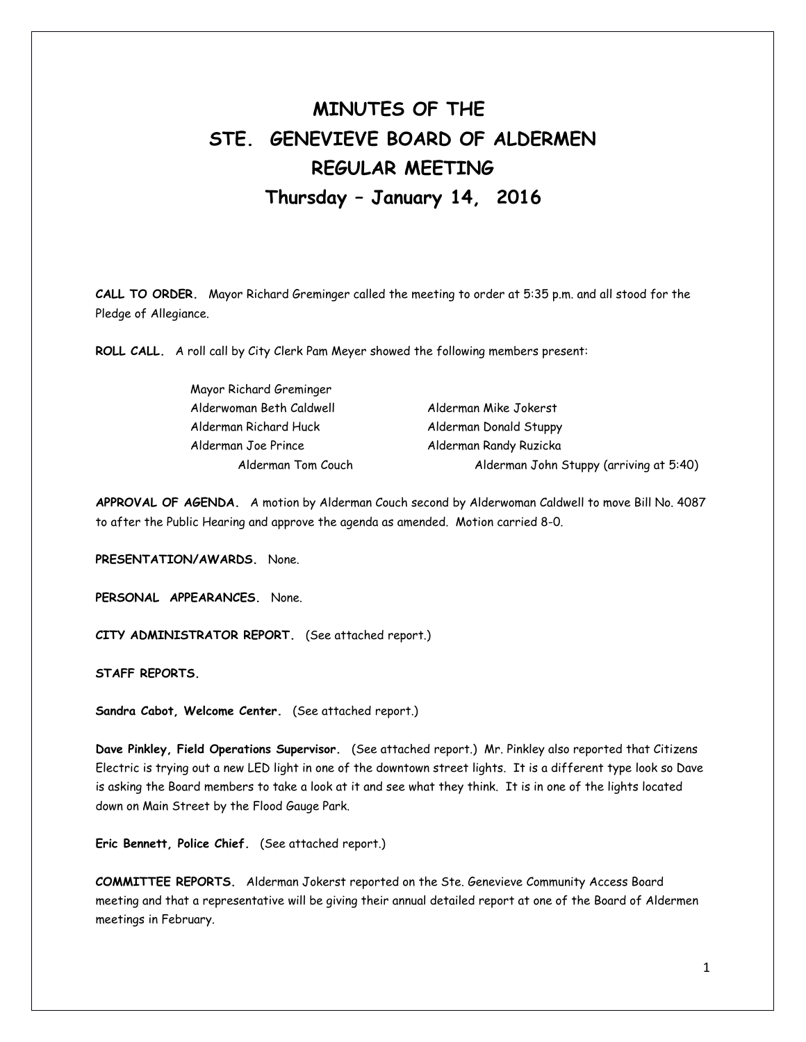# MINUTES OF THE
# STE. GENEVIEVE BOARD OF ALDERMEN
# REGULAR MEETING
# Thursday – January 14, 2016

**CALL TO ORDER.** Mayor Richard Greminger called the meeting to order at 5:35 p.m. and all stood for the Pledge of Allegiance.

**ROLL CALL.** A roll call by City Clerk Pam Meyer showed the following members present:

Mayor Richard Greminger

| | |
|---|---|
| Alderwoman Beth Caldwell | Alderman Mike Jokerst |
| Alderman Richard Huck | Alderman Donald Stuppy |
| Alderman Joe Prince | Alderman Randy Ruzicka |
| Alderman Tom Couch | Alderman John Stuppy (arriving at 5:40) |

**APPROVAL OF AGENDA.** A motion by Alderman Couch second by Alderwoman Caldwell to move Bill No. 4087 to after the Public Hearing and approve the agenda as amended. Motion carried 8-0.

**PRESENTATION/AWARDS.** None.

**PERSONAL APPEARANCES.** None.

**CITY ADMINISTRATOR REPORT.** (See attached report.)

**STAFF REPORTS.**

**Sandra Cabot, Welcome Center.** (See attached report.)

**Dave Pinkley, Field Operations Supervisor.** (See attached report.) Mr. Pinkley also reported that Citizens Electric is trying out a new LED light in one of the downtown street lights. It is a different type look so Dave is asking the Board members to take a look at it and see what they think. It is in one of the lights located down on Main Street by the Flood Gauge Park.

**Eric Bennett, Police Chief.** (See attached report.)

**COMMITTEE REPORTS.** Alderman Jokerst reported on the Ste. Genevieve Community Access Board meeting and that a representative will be giving their annual detailed report at one of the Board of Aldermen meetings in February.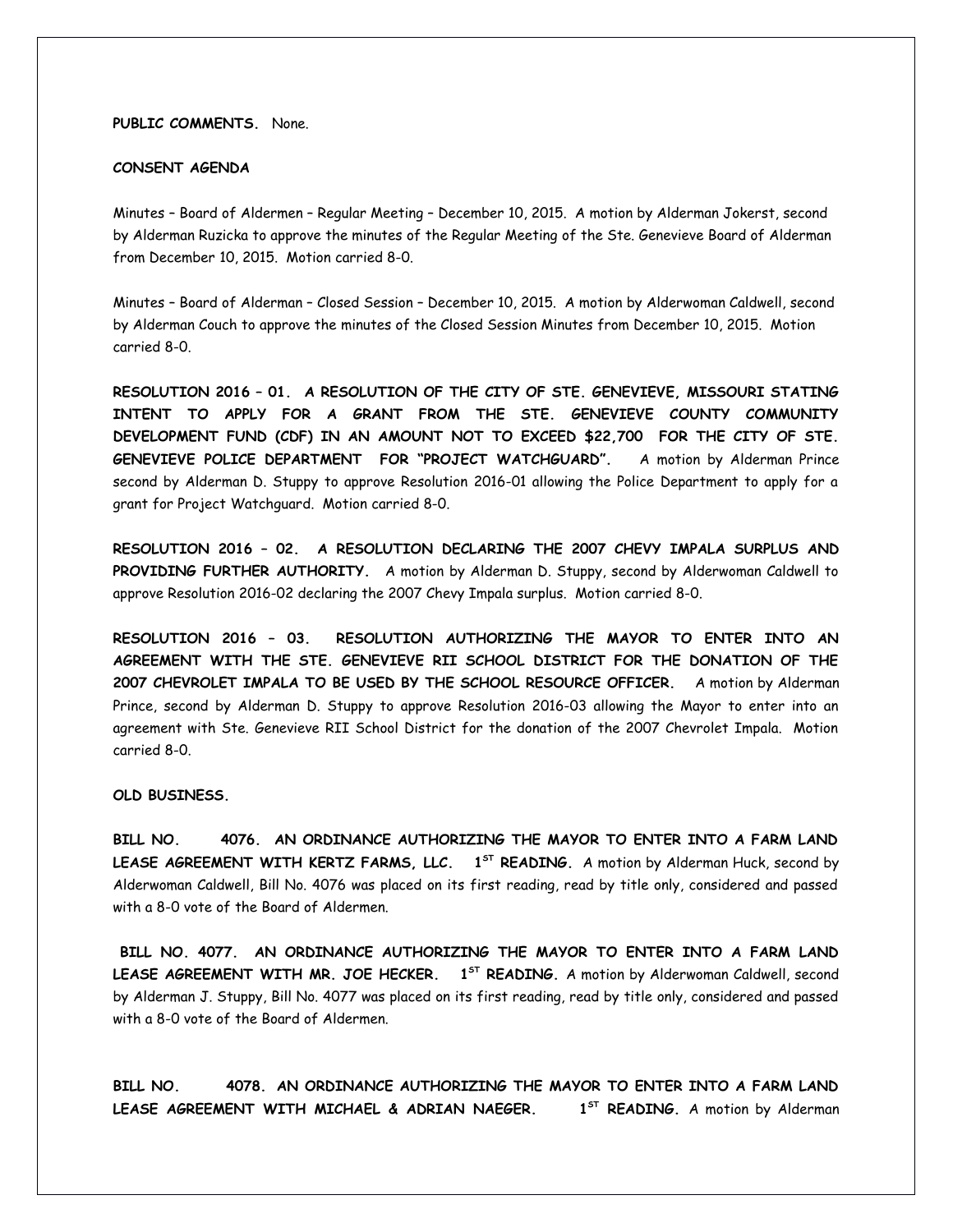**PUBLIC COMMENTS.** None.

**CONSENT AGENDA**

Minutes – Board of Aldermen – Regular Meeting – December 10, 2015. A motion by Alderman Jokerst, second by Alderman Ruzicka to approve the minutes of the Regular Meeting of the Ste. Genevieve Board of Alderman from December 10, 2015. Motion carried 8-0.

Minutes – Board of Alderman – Closed Session – December 10, 2015. A motion by Alderwoman Caldwell, second by Alderman Couch to approve the minutes of the Closed Session Minutes from December 10, 2015. Motion carried 8-0.

**RESOLUTION 2016 – 01. A RESOLUTION OF THE CITY OF STE. GENEVIEVE, MISSOURI STATING INTENT TO APPLY FOR A GRANT FROM THE STE. GENEVIEVE COUNTY COMMUNITY DEVELOPMENT FUND (CDF) IN AN AMOUNT NOT TO EXCEED $22,700 FOR THE CITY OF STE. GENEVIEVE POLICE DEPARTMENT FOR "PROJECT WATCHGUARD".** A motion by Alderman Prince second by Alderman D. Stuppy to approve Resolution 2016-01 allowing the Police Department to apply for a grant for Project Watchguard. Motion carried 8-0.

**RESOLUTION 2016 – 02. A RESOLUTION DECLARING THE 2007 CHEVY IMPALA SURPLUS AND PROVIDING FURTHER AUTHORITY.** A motion by Alderman D. Stuppy, second by Alderwoman Caldwell to approve Resolution 2016-02 declaring the 2007 Chevy Impala surplus. Motion carried 8-0.

**RESOLUTION 2016 – 03. RESOLUTION AUTHORIZING THE MAYOR TO ENTER INTO AN AGREEMENT WITH THE STE. GENEVIEVE RII SCHOOL DISTRICT FOR THE DONATION OF THE 2007 CHEVROLET IMPALA TO BE USED BY THE SCHOOL RESOURCE OFFICER.** A motion by Alderman Prince, second by Alderman D. Stuppy to approve Resolution 2016-03 allowing the Mayor to enter into an agreement with Ste. Genevieve RII School District for the donation of the 2007 Chevrolet Impala. Motion carried 8-0.

**OLD BUSINESS.**

**BILL NO. 4076. AN ORDINANCE AUTHORIZING THE MAYOR TO ENTER INTO A FARM LAND LEASE AGREEMENT WITH KERTZ FARMS, LLC. 1ST READING.** A motion by Alderman Huck, second by Alderwoman Caldwell, Bill No. 4076 was placed on its first reading, read by title only, considered and passed with a 8-0 vote of the Board of Aldermen.

**BILL NO. 4077. AN ORDINANCE AUTHORIZING THE MAYOR TO ENTER INTO A FARM LAND LEASE AGREEMENT WITH MR. JOE HECKER. 1ST READING.** A motion by Alderwoman Caldwell, second by Alderman J. Stuppy, Bill No. 4077 was placed on its first reading, read by title only, considered and passed with a 8-0 vote of the Board of Aldermen.

**BILL NO. 4078. AN ORDINANCE AUTHORIZING THE MAYOR TO ENTER INTO A FARM LAND LEASE AGREEMENT WITH MICHAEL & ADRIAN NAEGER. 1ST READING.** A motion by Alderman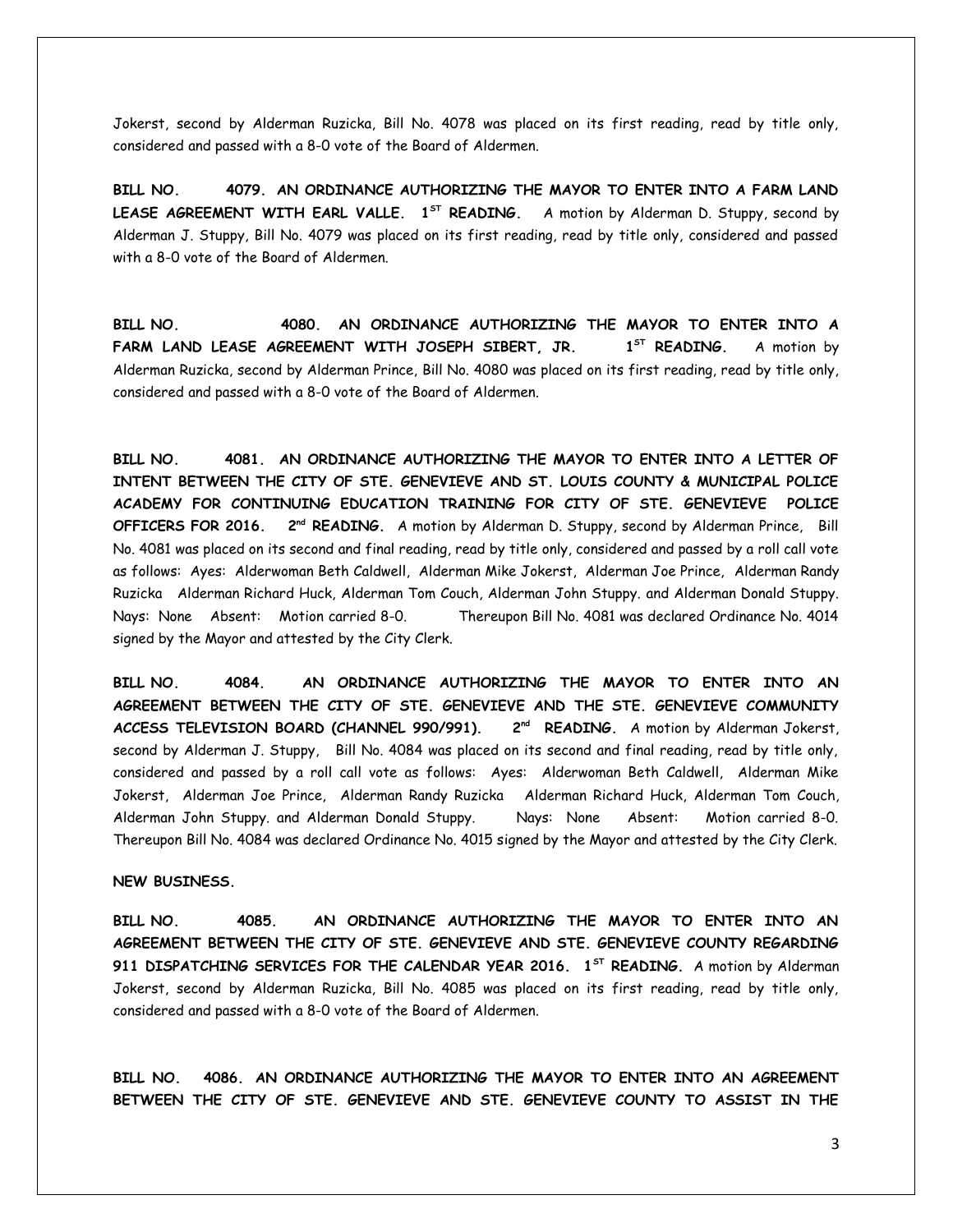Jokerst, second by Alderman Ruzicka, Bill No. 4078 was placed on its first reading, read by title only, considered and passed with a 8-0 vote of the Board of Aldermen.

**BILL NO. 4079. AN ORDINANCE AUTHORIZING THE MAYOR TO ENTER INTO A FARM LAND LEASE AGREEMENT WITH EARL VALLE. 1ST READING.** A motion by Alderman D. Stuppy, second by Alderman J. Stuppy, Bill No. 4079 was placed on its first reading, read by title only, considered and passed with a 8-0 vote of the Board of Aldermen.

**BILL NO. 4080. AN ORDINANCE AUTHORIZING THE MAYOR TO ENTER INTO A FARM LAND LEASE AGREEMENT WITH JOSEPH SIBERT, JR. 1ST READING.** A motion by Alderman Ruzicka, second by Alderman Prince, Bill No. 4080 was placed on its first reading, read by title only, considered and passed with a 8-0 vote of the Board of Aldermen.

**BILL NO. 4081. AN ORDINANCE AUTHORIZING THE MAYOR TO ENTER INTO A LETTER OF INTENT BETWEEN THE CITY OF STE. GENEVIEVE AND ST. LOUIS COUNTY & MUNICIPAL POLICE ACADEMY FOR CONTINUING EDUCATION TRAINING FOR CITY OF STE. GENEVIEVE POLICE OFFICERS FOR 2016. 2nd READING.** A motion by Alderman D. Stuppy, second by Alderman Prince, Bill No. 4081 was placed on its second and final reading, read by title only, considered and passed by a roll call vote as follows: Ayes: Alderwoman Beth Caldwell, Alderman Mike Jokerst, Alderman Joe Prince, Alderman Randy Ruzicka Alderman Richard Huck, Alderman Tom Couch, Alderman John Stuppy. and Alderman Donald Stuppy. Nays: None Absent: Motion carried 8-0. Thereupon Bill No. 4081 was declared Ordinance No. 4014 signed by the Mayor and attested by the City Clerk.

**BILL NO. 4084. AN ORDINANCE AUTHORIZING THE MAYOR TO ENTER INTO AN AGREEMENT BETWEEN THE CITY OF STE. GENEVIEVE AND THE STE. GENEVIEVE COMMUNITY ACCESS TELEVISION BOARD (CHANNEL 990/991). 2nd READING.** A motion by Alderman Jokerst, second by Alderman J. Stuppy, Bill No. 4084 was placed on its second and final reading, read by title only, considered and passed by a roll call vote as follows: Ayes: Alderwoman Beth Caldwell, Alderman Mike Jokerst, Alderman Joe Prince, Alderman Randy Ruzicka Alderman Richard Huck, Alderman Tom Couch, Alderman John Stuppy. and Alderman Donald Stuppy. Nays: None Absent: Motion carried 8-0. Thereupon Bill No. 4084 was declared Ordinance No. 4015 signed by the Mayor and attested by the City Clerk.

**NEW BUSINESS.**

**BILL NO. 4085. AN ORDINANCE AUTHORIZING THE MAYOR TO ENTER INTO AN AGREEMENT BETWEEN THE CITY OF STE. GENEVIEVE AND STE. GENEVIEVE COUNTY REGARDING 911 DISPATCHING SERVICES FOR THE CALENDAR YEAR 2016. 1ST READING.** A motion by Alderman Jokerst, second by Alderman Ruzicka, Bill No. 4085 was placed on its first reading, read by title only, considered and passed with a 8-0 vote of the Board of Aldermen.

**BILL NO. 4086. AN ORDINANCE AUTHORIZING THE MAYOR TO ENTER INTO AN AGREEMENT BETWEEN THE CITY OF STE. GENEVIEVE AND STE. GENEVIEVE COUNTY TO ASSIST IN THE**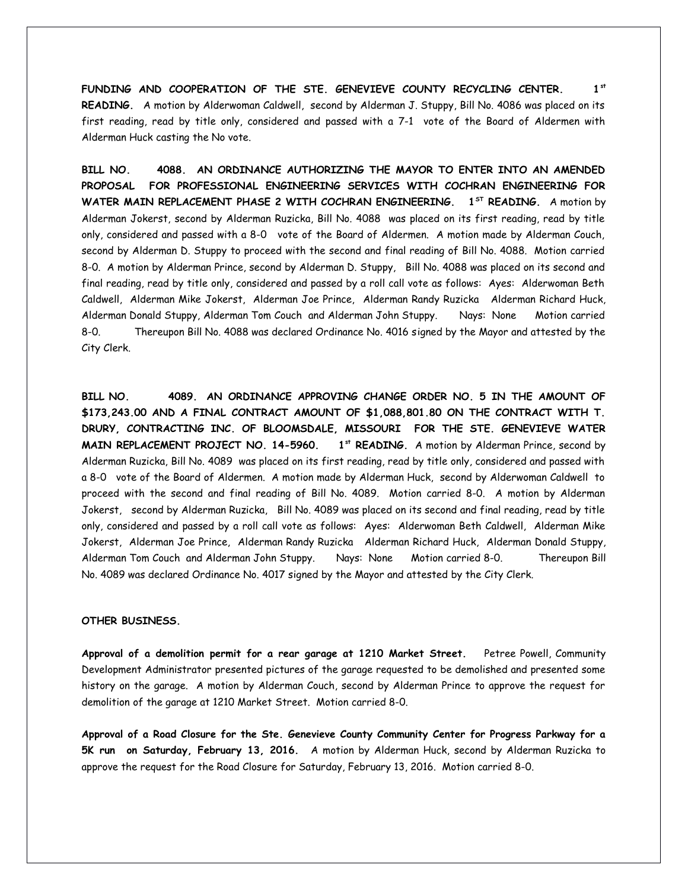**FUNDING AND COOPERATION OF THE STE. GENEVIEVE COUNTY RECYCLING CENTER. 1st READING.** A motion by Alderwoman Caldwell, second by Alderman J. Stuppy, Bill No. 4086 was placed on its first reading, read by title only, considered and passed with a 7-1 vote of the Board of Aldermen with Alderman Huck casting the No vote.

**BILL NO. 4088. AN ORDINANCE AUTHORIZING THE MAYOR TO ENTER INTO AN AMENDED PROPOSAL FOR PROFESSIONAL ENGINEERING SERVICES WITH COCHRAN ENGINEERING FOR WATER MAIN REPLACEMENT PHASE 2 WITH COCHRAN ENGINEERING. 1ST READING.** A motion by Alderman Jokerst, second by Alderman Ruzicka, Bill No. 4088 was placed on its first reading, read by title only, considered and passed with a 8-0 vote of the Board of Aldermen. A motion made by Alderman Couch, second by Alderman D. Stuppy to proceed with the second and final reading of Bill No. 4088. Motion carried 8-0. A motion by Alderman Prince, second by Alderman D. Stuppy, Bill No. 4088 was placed on its second and final reading, read by title only, considered and passed by a roll call vote as follows: Ayes: Alderwoman Beth Caldwell, Alderman Mike Jokerst, Alderman Joe Prince, Alderman Randy Ruzicka Alderman Richard Huck, Alderman Donald Stuppy, Alderman Tom Couch and Alderman John Stuppy. Nays: None Motion carried 8-0. Thereupon Bill No. 4088 was declared Ordinance No. 4016 signed by the Mayor and attested by the City Clerk.

**BILL NO. 4089. AN ORDINANCE APPROVING CHANGE ORDER NO. 5 IN THE AMOUNT OF $173,243.00 AND A FINAL CONTRACT AMOUNT OF $1,088,801.80 ON THE CONTRACT WITH T. DRURY, CONTRACTING INC. OF BLOOMSDALE, MISSOURI FOR THE STE. GENEVIEVE WATER MAIN REPLACEMENT PROJECT NO. 14-5960. 1st READING.** A motion by Alderman Prince, second by Alderman Ruzicka, Bill No. 4089 was placed on its first reading, read by title only, considered and passed with a 8-0 vote of the Board of Aldermen. A motion made by Alderman Huck, second by Alderwoman Caldwell to proceed with the second and final reading of Bill No. 4089. Motion carried 8-0. A motion by Alderman Jokerst, second by Alderman Ruzicka, Bill No. 4089 was placed on its second and final reading, read by title only, considered and passed by a roll call vote as follows: Ayes: Alderwoman Beth Caldwell, Alderman Mike Jokerst, Alderman Joe Prince, Alderman Randy Ruzicka Alderman Richard Huck, Alderman Donald Stuppy, Alderman Tom Couch and Alderman John Stuppy. Nays: None Motion carried 8-0. Thereupon Bill No. 4089 was declared Ordinance No. 4017 signed by the Mayor and attested by the City Clerk.

**OTHER BUSINESS.**

**Approval of a demolition permit for a rear garage at 1210 Market Street.** Petree Powell, Community Development Administrator presented pictures of the garage requested to be demolished and presented some history on the garage. A motion by Alderman Couch, second by Alderman Prince to approve the request for demolition of the garage at 1210 Market Street. Motion carried 8-0.

**Approval of a Road Closure for the Ste. Genevieve County Community Center for Progress Parkway for a 5K run on Saturday, February 13, 2016.** A motion by Alderman Huck, second by Alderman Ruzicka to approve the request for the Road Closure for Saturday, February 13, 2016. Motion carried 8-0.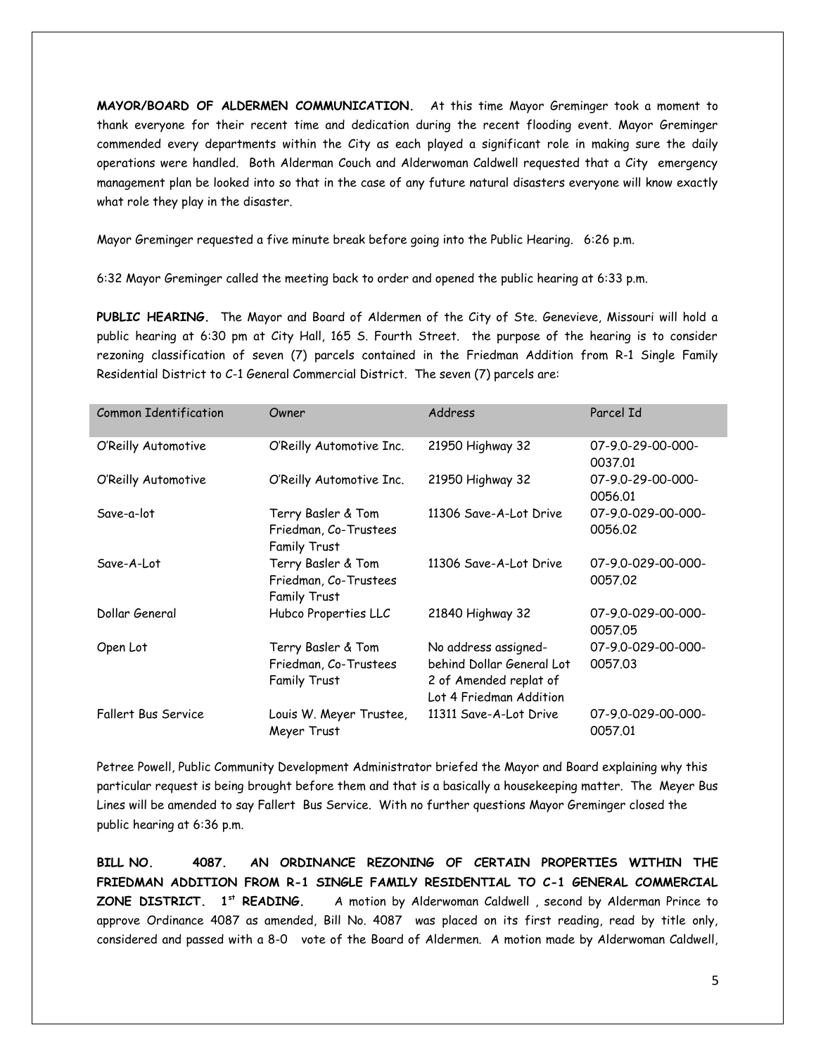**MAYOR/BOARD OF ALDERMEN COMMUNICATION.** At this time Mayor Greminger took a moment to thank everyone for their recent time and dedication during the recent flooding event. Mayor Greminger commended every departments within the City as each played a significant role in making sure the daily operations were handled. Both Alderman Couch and Alderwoman Caldwell requested that a City emergency management plan be looked into so that in the case of any future natural disasters everyone will know exactly what role they play in the disaster.

Mayor Greminger requested a five minute break before going into the Public Hearing. 6:26 p.m.

6:32 Mayor Greminger called the meeting back to order and opened the public hearing at 6:33 p.m.

**PUBLIC HEARING.** The Mayor and Board of Aldermen of the City of Ste. Genevieve, Missouri will hold a public hearing at 6:30 pm at City Hall, 165 S. Fourth Street. the purpose of the hearing is to consider rezoning classification of seven (7) parcels contained in the Friedman Addition from R-1 Single Family Residential District to C-1 General Commercial District. The seven (7) parcels are:

| Common Identification | Owner | Address | Parcel Id |
|---|---|---|---|
| O'Reilly Automotive | O'Reilly Automotive Inc. | 21950 Highway 32 | 07-9.0-29-00-000-0037.01 |
| O'Reilly Automotive | O'Reilly Automotive Inc. | 21950 Highway 32 | 07-9.0-29-00-000-0056.01 |
| Save-a-lot | Terry Basler & Tom Friedman, Co-Trustees Family Trust | 11306 Save-A-Lot Drive | 07-9.0-029-00-000-0056.02 |
| Save-A-Lot | Terry Basler & Tom Friedman, Co-Trustees Family Trust | 11306 Save-A-Lot Drive | 07-9.0-029-00-000-0057.02 |
| Dollar General | Hubco Properties LLC | 21840 Highway 32 | 07-9.0-029-00-000-0057.05 |
| Open Lot | Terry Basler & Tom Friedman, Co-Trustees Family Trust | No address assigned-behind Dollar General Lot 2 of Amended replat of Lot 4 Friedman Addition | 07-9.0-029-00-000-0057.03 |
| Fallert Bus Service | Louis W. Meyer Trustee, Meyer Trust | 11311 Save-A-Lot Drive | 07-9.0-029-00-000-0057.01 |

Petree Powell, Public Community Development Administrator briefed the Mayor and Board explaining why this particular request is being brought before them and that is a basically a housekeeping matter. The Meyer Bus Lines will be amended to say Fallert Bus Service. With no further questions Mayor Greminger closed the public hearing at 6:36 p.m.

**BILL NO. 4087. AN ORDINANCE REZONING OF CERTAIN PROPERTIES WITHIN THE FRIEDMAN ADDITION FROM R-1 SINGLE FAMILY RESIDENTIAL TO C-1 GENERAL COMMERCIAL ZONE DISTRICT. 1st READING.** A motion by Alderwoman Caldwell , second by Alderman Prince to approve Ordinance 4087 as amended, Bill No. 4087 was placed on its first reading, read by title only, considered and passed with a 8-0 vote of the Board of Aldermen. A motion made by Alderwoman Caldwell,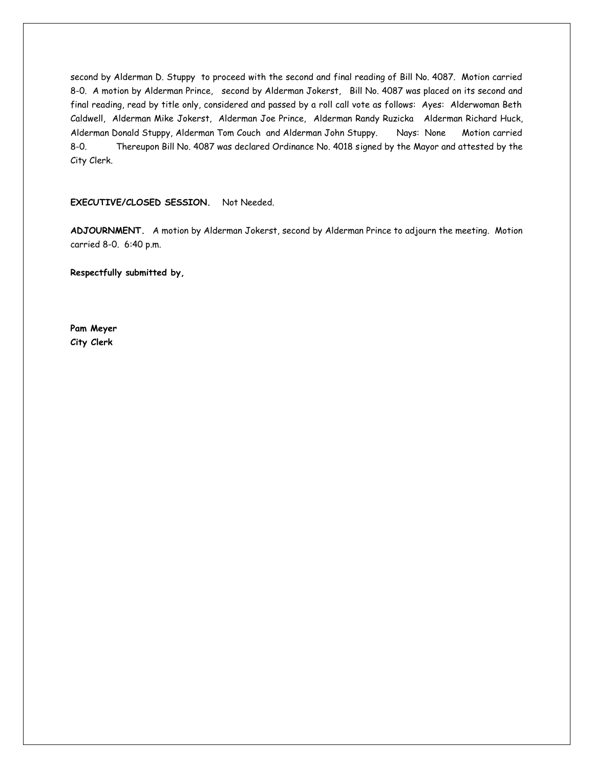second by Alderman D. Stuppy to proceed with the second and final reading of Bill No. 4087. Motion carried 8-0. A motion by Alderman Prince, second by Alderman Jokerst, Bill No. 4087 was placed on its second and final reading, read by title only, considered and passed by a roll call vote as follows: Ayes: Alderwoman Beth Caldwell, Alderman Mike Jokerst, Alderman Joe Prince, Alderman Randy Ruzicka Alderman Richard Huck, Alderman Donald Stuppy, Alderman Tom Couch and Alderman John Stuppy. Nays: None Motion carried 8-0. Thereupon Bill No. 4087 was declared Ordinance No. 4018 signed by the Mayor and attested by the City Clerk.

**EXECUTIVE/CLOSED SESSION.** Not Needed.

**ADJOURNMENT.** A motion by Alderman Jokerst, second by Alderman Prince to adjourn the meeting. Motion carried 8-0. 6:40 p.m.

**Respectfully submitted by,**

**Pam Meyer**
**City Clerk**